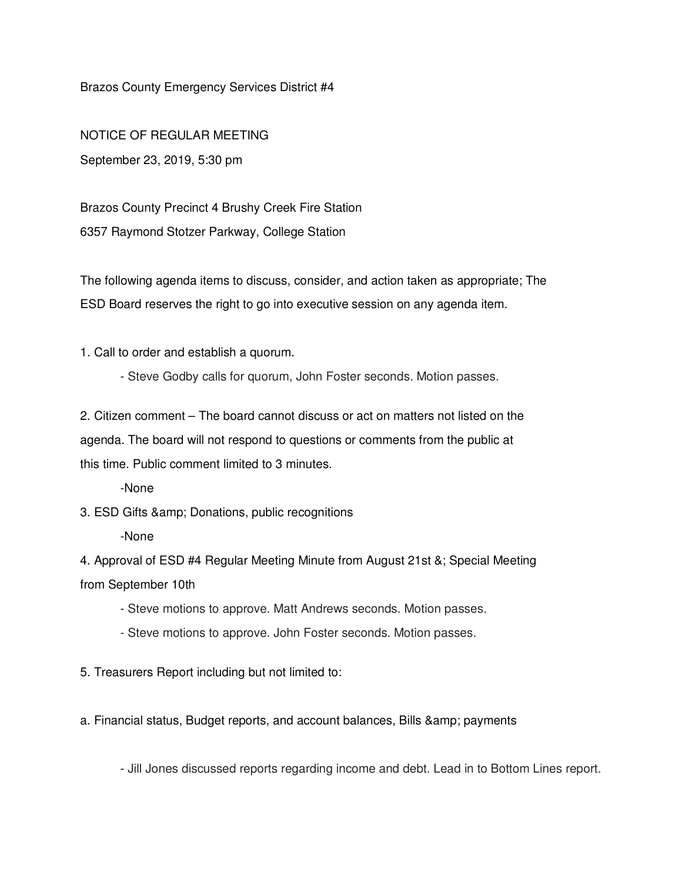Brazos County Emergency Services District #4

NOTICE OF REGULAR MEETING

September 23, 2019, 5:30 pm

Brazos County Precinct 4 Brushy Creek Fire Station

6357 Raymond Stotzer Parkway, College Station

The following agenda items to discuss, consider, and action taken as appropriate; The ESD Board reserves the right to go into executive session on any agenda item.

1. Call to order and establish a quorum.
    - Steve Godby calls for quorum, John Foster seconds. Motion passes.

2. Citizen comment – The board cannot discuss or act on matters not listed on the agenda. The board will not respond to questions or comments from the public at this time. Public comment limited to 3 minutes.
    -None

3. ESD Gifts &amp; Donations, public recognitions
    -None

4. Approval of ESD #4 Regular Meeting Minute from August 21st &; Special Meeting from September 10th
    - Steve motions to approve. Matt Andrews seconds. Motion passes.
    - Steve motions to approve. John Foster seconds. Motion passes.

5. Treasurers Report including but not limited to:

a. Financial status, Budget reports, and account balances, Bills &amp; payments

- Jill Jones discussed reports regarding income and debt. Lead in to Bottom Lines report.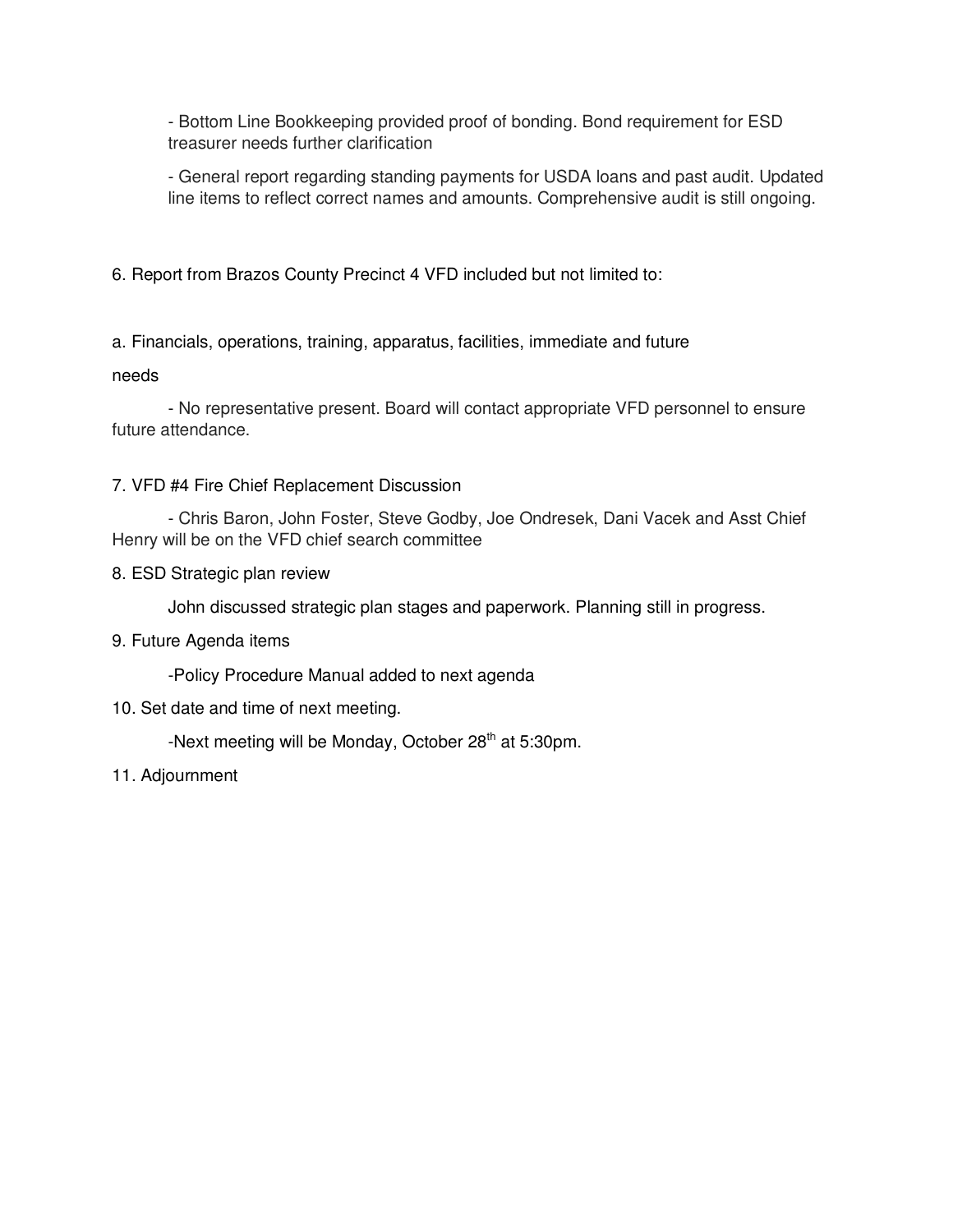- Bottom Line Bookkeeping provided proof of bonding. Bond requirement for ESD treasurer needs further clarification

- General report regarding standing payments for USDA loans and past audit. Updated line items to reflect correct names and amounts. Comprehensive audit is still ongoing.

6. Report from Brazos County Precinct 4 VFD included but not limited to:

a. Financials, operations, training, apparatus, facilities, immediate and future needs

- No representative present. Board will contact appropriate VFD personnel to ensure future attendance.

7. VFD #4 Fire Chief Replacement Discussion

- Chris Baron, John Foster, Steve Godby, Joe Ondresek, Dani Vacek and Asst Chief Henry will be on the VFD chief search committee

8. ESD Strategic plan review

John discussed strategic plan stages and paperwork. Planning still in progress.

9. Future Agenda items

-Policy Procedure Manual added to next agenda

10. Set date and time of next meeting.

-Next meeting will be Monday, October 28th at 5:30pm.

11. Adjournment